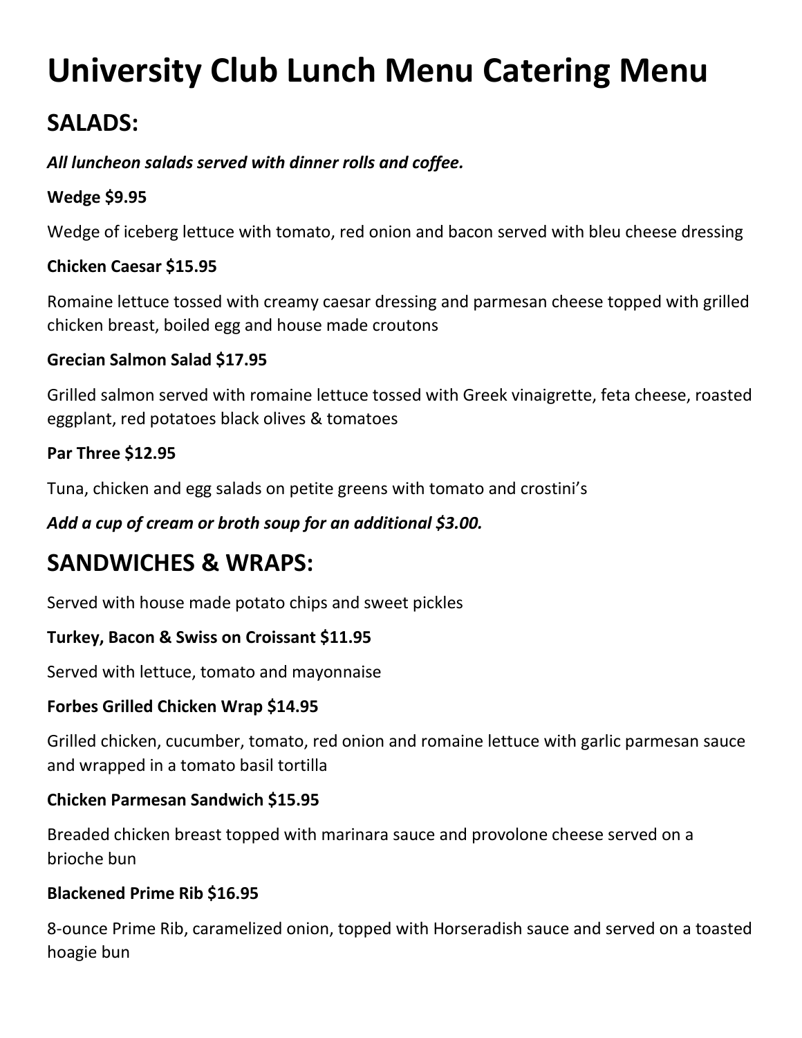# University Club Lunch Menu Catering Menu

## SALADS:

***All luncheon salads served with dinner rolls and coffee.***

**Wedge $9.95**

Wedge of iceberg lettuce with tomato, red onion and bacon served with bleu cheese dressing

**Chicken Caesar $15.95**

Romaine lettuce tossed with creamy caesar dressing and parmesan cheese topped with grilled chicken breast, boiled egg and house made croutons

**Grecian Salmon Salad $17.95**

Grilled salmon served with romaine lettuce tossed with Greek vinaigrette, feta cheese, roasted eggplant, red potatoes black olives & tomatoes

**Par Three $12.95**

Tuna, chicken and egg salads on petite greens with tomato and crostini's

***Add a cup of cream or broth soup for an additional $3.00.***

## SANDWICHES & WRAPS:

Served with house made potato chips and sweet pickles

**Turkey, Bacon & Swiss on Croissant $11.95**

Served with lettuce, tomato and mayonnaise

**Forbes Grilled Chicken Wrap $14.95**

Grilled chicken, cucumber, tomato, red onion and romaine lettuce with garlic parmesan sauce and wrapped in a tomato basil tortilla

**Chicken Parmesan Sandwich $15.95**

Breaded chicken breast topped with marinara sauce and provolone cheese served on a brioche bun

**Blackened Prime Rib $16.95**

8-ounce Prime Rib, caramelized onion, topped with Horseradish sauce and served on a toasted hoagie bun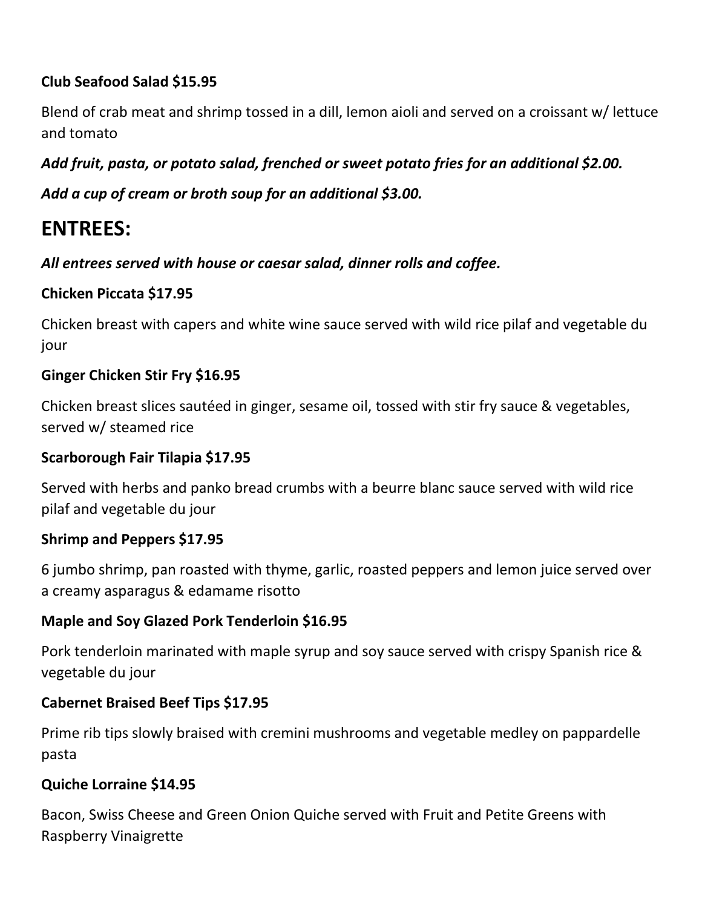**Club Seafood Salad $15.95**

Blend of crab meat and shrimp tossed in a dill, lemon aioli and served on a croissant w/ lettuce and tomato

***Add fruit, pasta, or potato salad, frenched or sweet potato fries for an additional $2.00.***

***Add a cup of cream or broth soup for an additional $3.00.***

## ENTREES:

***All entrees served with house or caesar salad, dinner rolls and coffee.***

**Chicken Piccata $17.95**

Chicken breast with capers and white wine sauce served with wild rice pilaf and vegetable du jour

**Ginger Chicken Stir Fry $16.95**

Chicken breast slices sautéed in ginger, sesame oil, tossed with stir fry sauce & vegetables, served w/ steamed rice

**Scarborough Fair Tilapia $17.95**

Served with herbs and panko bread crumbs with a beurre blanc sauce served with wild rice pilaf and vegetable du jour

**Shrimp and Peppers $17.95**

6 jumbo shrimp, pan roasted with thyme, garlic, roasted peppers and lemon juice served over a creamy asparagus & edamame risotto

**Maple and Soy Glazed Pork Tenderloin $16.95**

Pork tenderloin marinated with maple syrup and soy sauce served with crispy Spanish rice & vegetable du jour

**Cabernet Braised Beef Tips $17.95**

Prime rib tips slowly braised with cremini mushrooms and vegetable medley on pappardelle pasta

**Quiche Lorraine $14.95**

Bacon, Swiss Cheese and Green Onion Quiche served with Fruit and Petite Greens with Raspberry Vinaigrette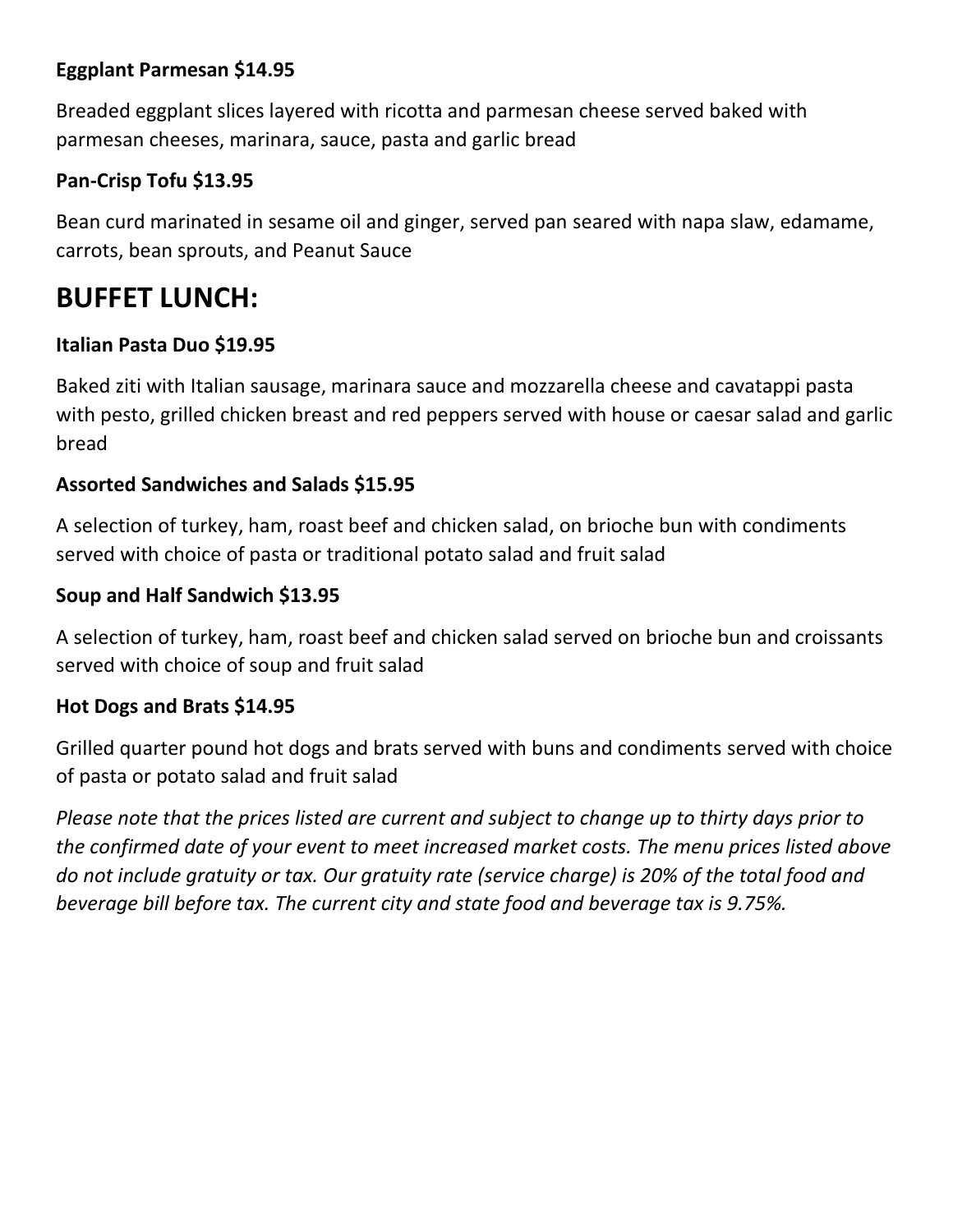**Eggplant Parmesan $14.95**

Breaded eggplant slices layered with ricotta and parmesan cheese served baked with parmesan cheeses, marinara, sauce, pasta and garlic bread

**Pan-Crisp Tofu $13.95**

Bean curd marinated in sesame oil and ginger, served pan seared with napa slaw, edamame, carrots, bean sprouts, and Peanut Sauce

# BUFFET LUNCH:

**Italian Pasta Duo $19.95**

Baked ziti with Italian sausage, marinara sauce and mozzarella cheese and cavatappi pasta with pesto, grilled chicken breast and red peppers served with house or caesar salad and garlic bread

**Assorted Sandwiches and Salads $15.95**

A selection of turkey, ham, roast beef and chicken salad, on brioche bun with condiments served with choice of pasta or traditional potato salad and fruit salad

**Soup and Half Sandwich $13.95**

A selection of turkey, ham, roast beef and chicken salad served on brioche bun and croissants served with choice of soup and fruit salad

**Hot Dogs and Brats $14.95**

Grilled quarter pound hot dogs and brats served with buns and condiments served with choice of pasta or potato salad and fruit salad

*Please note that the prices listed are current and subject to change up to thirty days prior to the confirmed date of your event to meet increased market costs. The menu prices listed above do not include gratuity or tax. Our gratuity rate (service charge) is 20% of the total food and beverage bill before tax. The current city and state food and beverage tax is 9.75%.*